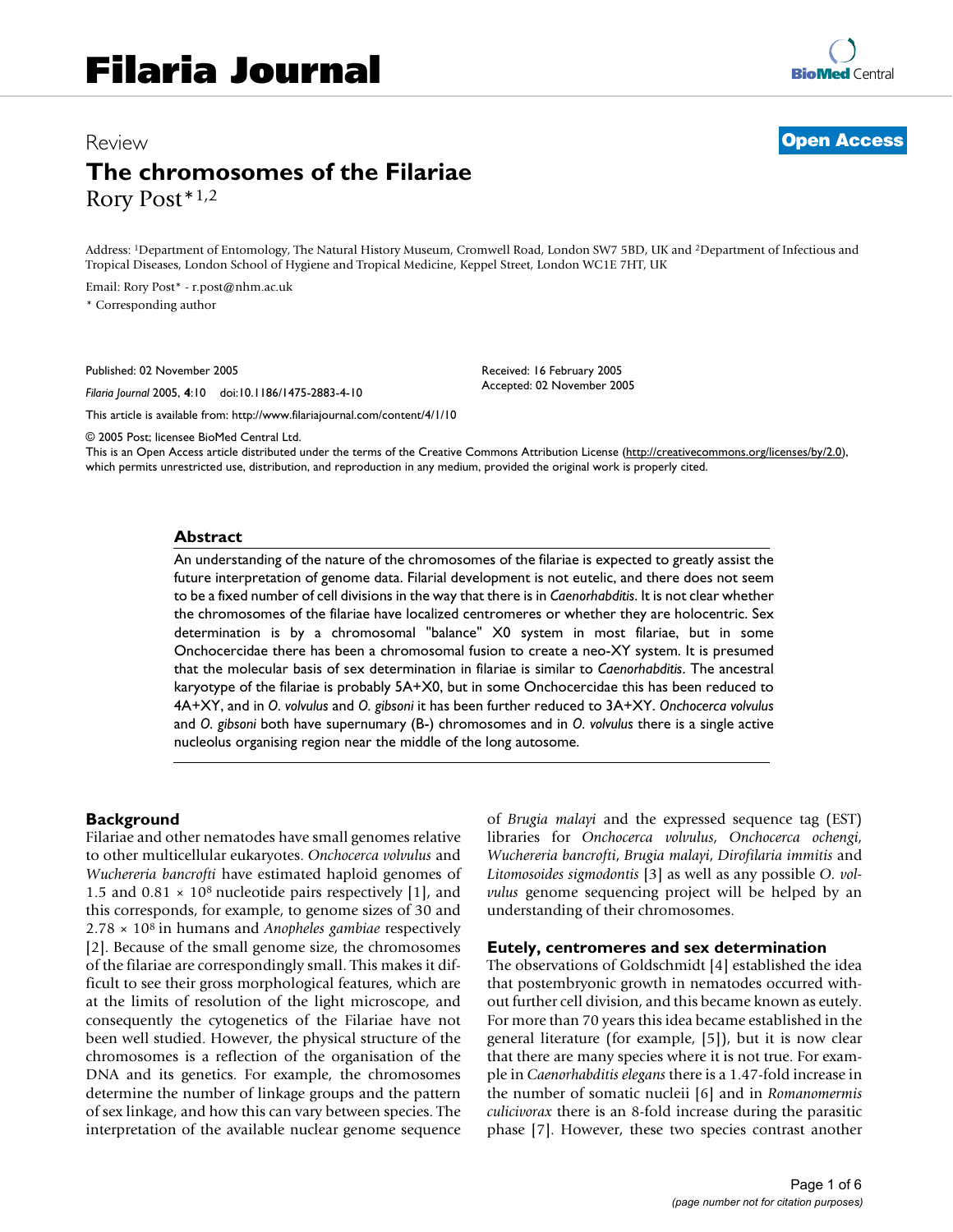# Filaria Journal

Review

**Open Access**

# The chromosomes of the Filariae

Rory Post*[1,2]

Address: [1]Department of Entomology, The Natural History Museum, Cromwell Road, London SW7 5BD, UK and [2]Department of Infectious and Tropical Diseases, London School of Hygiene and Tropical Medicine, Keppel Street, London WC1E 7HT, UK

Email: Rory Post* - r.post@nhm.ac.uk

\* Corresponding author

Published: 02 November 2005

*Filaria Journal* 2005, **4**:10 doi:10.1186/1475-2883-4-10

Received: 16 February 2005
Accepted: 02 November 2005

This article is available from: http://www.filariajournal.com/content/4/1/10

© 2005 Post; licensee BioMed Central Ltd.
This is an Open Access article distributed under the terms of the Creative Commons Attribution License (http://creativecommons.org/licenses/by/2.0), which permits unrestricted use, distribution, and reproduction in any medium, provided the original work is properly cited.

## Abstract

An understanding of the nature of the chromosomes of the filariae is expected to greatly assist the future interpretation of genome data. Filarial development is not eutelic, and there does not seem to be a fixed number of cell divisions in the way that there is in *Caenorhabditis*. It is not clear whether the chromosomes of the filariae have localized centromeres or whether they are holocentric. Sex determination is by a chromosomal "balance" X0 system in most filariae, but in some Onchocercidae there has been a chromosomal fusion to create a neo-XY system. It is presumed that the molecular basis of sex determination in filariae is similar to *Caenorhabditis*. The ancestral karyotype of the filariae is probably 5A+X0, but in some Onchocercidae this has been reduced to 4A+XY, and in *O. volvulus* and *O. gibsoni* it has been further reduced to 3A+XY. *Onchocerca volvulus* and *O. gibsoni* both have supernumary (B-) chromosomes and in *O. volvulus* there is a single active nucleolus organising region near the middle of the long autosome.

## Background

Filariae and other nematodes have small genomes relative to other multicellular eukaryotes. *Onchocerca volvulus* and *Wuchereria bancrofti* have estimated haploid genomes of 1.5 and $0.81 \times 10^8$ nucleotide pairs respectively [1], and this corresponds, for example, to genome sizes of 30 and $2.78 \times 10^8$ in humans and *Anopheles gambiae* respectively [2]. Because of the small genome size, the chromosomes of the filariae are correspondingly small. This makes it difficult to see their gross morphological features, which are at the limits of resolution of the light microscope, and consequently the cytogenetics of the Filariae have not been well studied. However, the physical structure of the chromosomes is a reflection of the organisation of the DNA and its genetics. For example, the chromosomes determine the number of linkage groups and the pattern of sex linkage, and how this can vary between species. The interpretation of the available nuclear genome sequence of *Brugia malayi* and the expressed sequence tag (EST) libraries for *Onchocerca volvulus*, *Onchocerca ochengi*, *Wuchereria bancrofti*, *Brugia malayi*, *Dirofilaria immitis* and *Litomosoides sigmodontis* [3] as well as any possible *O. volvulus* genome sequencing project will be helped by an understanding of their chromosomes.

## Eutely, centromeres and sex determination

The observations of Goldschmidt [4] established the idea that postembryonic growth in nematodes occurred without further cell division, and this became known as eutely. For more than 70 years this idea became established in the general literature (for example, [5]), but it is now clear that there are many species where it is not true. For example in *Caenorhabditis elegans* there is a 1.47-fold increase in the number of somatic nucleii [6] and in *Romanomermis culicivorax* there is an 8-fold increase during the parasitic phase [7]. However, these two species contrast another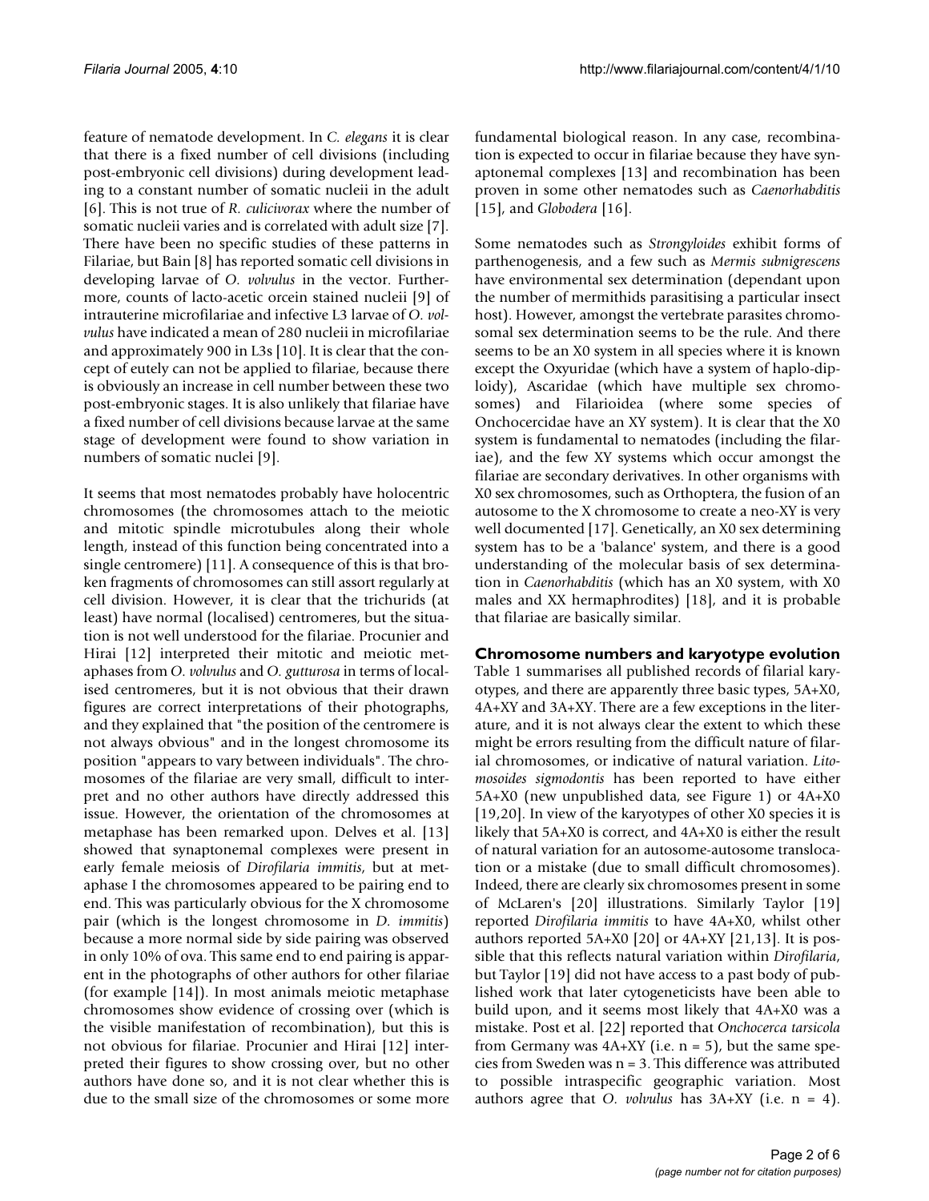feature of nematode development. In *C. elegans* it is clear that there is a fixed number of cell divisions (including post-embryonic cell divisions) during development leading to a constant number of somatic nucleii in the adult [6]. This is not true of *R. culicivorax* where the number of somatic nucleii varies and is correlated with adult size [7]. There have been no specific studies of these patterns in Filariae, but Bain [8] has reported somatic cell divisions in developing larvae of *O. volvulus* in the vector. Furthermore, counts of lacto-acetic orcein stained nucleii [9] of intrauterine microfilariae and infective L3 larvae of *O. volvulus* have indicated a mean of 280 nucleii in microfilariae and approximately 900 in L3s [10]. It is clear that the concept of eutely can not be applied to filariae, because there is obviously an increase in cell number between these two post-embryonic stages. It is also unlikely that filariae have a fixed number of cell divisions because larvae at the same stage of development were found to show variation in numbers of somatic nuclei [9].

It seems that most nematodes probably have holocentric chromosomes (the chromosomes attach to the meiotic and mitotic spindle microtubules along their whole length, instead of this function being concentrated into a single centromere) [11]. A consequence of this is that broken fragments of chromosomes can still assort regularly at cell division. However, it is clear that the trichurids (at least) have normal (localised) centromeres, but the situation is not well understood for the filariae. Procunier and Hirai [12] interpreted their mitotic and meiotic metaphases from *O. volvulus* and *O. gutturosa* in terms of localised centromeres, but it is not obvious that their drawn figures are correct interpretations of their photographs, and they explained that "the position of the centromere is not always obvious" and in the longest chromosome its position "appears to vary between individuals". The chromosomes of the filariae are very small, difficult to interpret and no other authors have directly addressed this issue. However, the orientation of the chromosomes at metaphase has been remarked upon. Delves et al. [13] showed that synaptonemal complexes were present in early female meiosis of *Dirofilaria immitis*, but at metaphase I the chromosomes appeared to be pairing end to end. This was particularly obvious for the X chromosome pair (which is the longest chromosome in *D. immitis*) because a more normal side by side pairing was observed in only 10% of ova. This same end to end pairing is apparent in the photographs of other authors for other filariae (for example [14]). In most animals meiotic metaphase chromosomes show evidence of crossing over (which is the visible manifestation of recombination), but this is not obvious for filariae. Procunier and Hirai [12] interpreted their figures to show crossing over, but no other authors have done so, and it is not clear whether this is due to the small size of the chromosomes or some more fundamental biological reason. In any case, recombination is expected to occur in filariae because they have synaptonemal complexes [13] and recombination has been proven in some other nematodes such as *Caenorhabditis* [15], and *Globodera* [16].

Some nematodes such as *Strongyloides* exhibit forms of parthenogenesis, and a few such as *Mermis subnigrescens* have environmental sex determination (dependant upon the number of mermithids parasitising a particular insect host). However, amongst the vertebrate parasites chromosomal sex determination seems to be the rule. And there seems to be an X0 system in all species where it is known except the Oxyuridae (which have a system of haplo-diploidy), Ascaridae (which have multiple sex chromosomes) and Filarioidea (where some species of Onchocercidae have an XY system). It is clear that the X0 system is fundamental to nematodes (including the filariae), and the few XY systems which occur amongst the filariae are secondary derivatives. In other organisms with X0 sex chromosomes, such as Orthoptera, the fusion of an autosome to the X chromosome to create a neo-XY is very well documented [17]. Genetically, an X0 sex determining system has to be a 'balance' system, and there is a good understanding of the molecular basis of sex determination in *Caenorhabditis* (which has an X0 system, with X0 males and XX hermaphrodites) [18], and it is probable that filariae are basically similar.

## Chromosome numbers and karyotype evolution

Table 1 summarises all published records of filarial karyotypes, and there are apparently three basic types, 5A+X0, 4A+XY and 3A+XY. There are a few exceptions in the literature, and it is not always clear the extent to which these might be errors resulting from the difficult nature of filarial chromosomes, or indicative of natural variation. *Litomosoides sigmodontis* has been reported to have either 5A+X0 (new unpublished data, see Figure 1) or 4A+X0 [19,20]. In view of the karyotypes of other X0 species it is likely that 5A+X0 is correct, and 4A+X0 is either the result of natural variation for an autosome-autosome translocation or a mistake (due to small difficult chromosomes). Indeed, there are clearly six chromosomes present in some of McLaren's [20] illustrations. Similarly Taylor [19] reported *Dirofilaria immitis* to have 4A+X0, whilst other authors reported 5A+X0 [20] or 4A+XY [21,13]. It is possible that this reflects natural variation within *Dirofilaria*, but Taylor [19] did not have access to a past body of published work that later cytogeneticists have been able to build upon, and it seems most likely that 4A+X0 was a mistake. Post et al. [22] reported that *Onchocerca tarsicola* from Germany was 4A+XY (i.e. n = 5), but the same species from Sweden was n = 3. This difference was attributed to possible intraspecific geographic variation. Most authors agree that *O. volvulus* has 3A+XY (i.e. n = 4).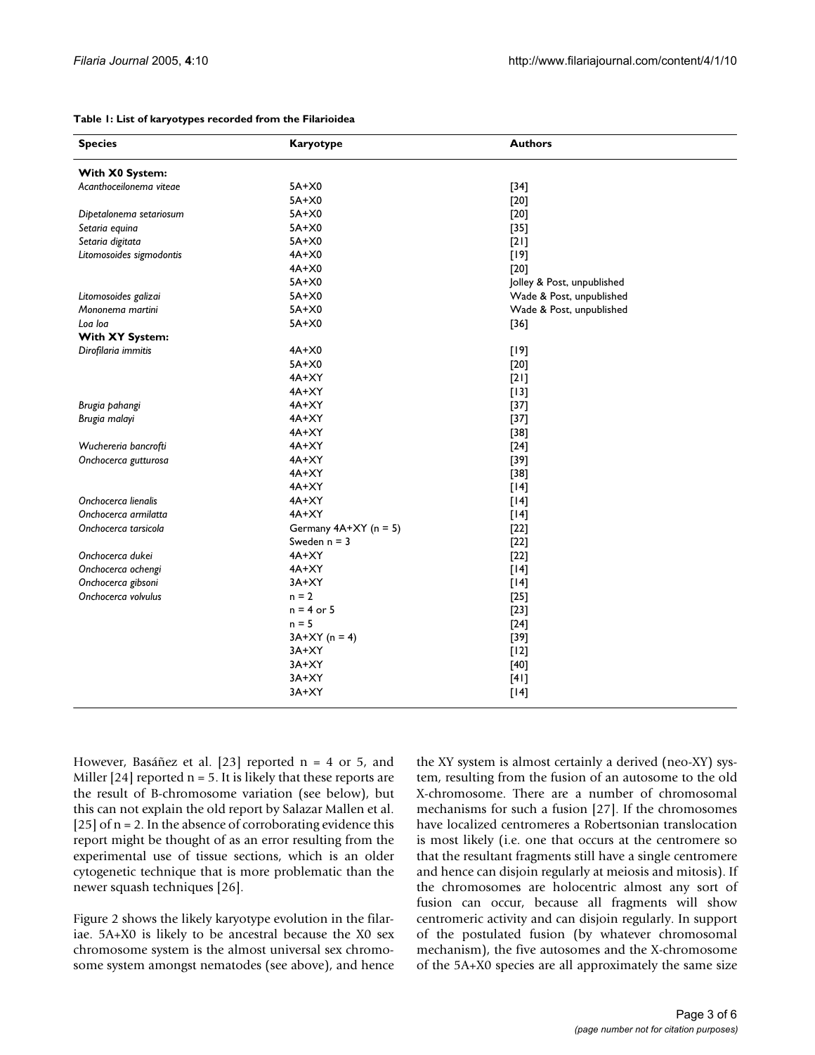**Table 1: List of karyotypes recorded from the Filarioidea**

| Species | Karyotype | Authors |
| --- | --- | --- |
| **With X0 System:** | | |
| *Acanthoceilonema viteae* | 5A+X0 | [34] |
| | 5A+X0 | [20] |
| *Dipetalonema setariosum* | 5A+X0 | [20] |
| *Setaria equina* | 5A+X0 | [35] |
| *Setaria digitata* | 5A+X0 | [21] |
| *Litomosoides sigmodontis* | 4A+X0 | [19] |
| | 4A+X0 | [20] |
| | 5A+X0 | Jolley & Post, unpublished |
| *Litomosoides galizai* | 5A+X0 | Wade & Post, unpublished |
| *Mononema martini* | 5A+X0 | Wade & Post, unpublished |
| *Loa loa* | 5A+X0 | [36] |
| **With XY System:** | | |
| *Dirofilaria immitis* | 4A+X0 | [19] |
| | 5A+X0 | [20] |
| | 4A+XY | [21] |
| | 4A+XY | [13] |
| *Brugia pahangi* | 4A+XY | [37] |
| *Brugia malayi* | 4A+XY | [37] |
| | 4A+XY | [38] |
| *Wuchereria bancrofti* | 4A+XY | [24] |
| *Onchocerca gutturosa* | 4A+XY | [39] |
| | 4A+XY | [38] |
| | 4A+XY | [14] |
| *Onchocerca lienalis* | 4A+XY | [14] |
| *Onchocerca armilatta* | 4A+XY | [14] |
| *Onchocerca tarsicola* | Germany 4A+XY (n = 5) | [22] |
| | Sweden n = 3 | [22] |
| *Onchocerca dukei* | 4A+XY | [22] |
| *Onchocerca ochengi* | 4A+XY | [14] |
| *Onchocerca gibsoni* | 3A+XY | [14] |
| *Onchocerca volvulus* | n = 2 | [25] |
| | n = 4 or 5 | [23] |
| | n = 5 | [24] |
| | 3A+XY (n = 4) | [39] |
| | 3A+XY | [12] |
| | 3A+XY | [40] |
| | 3A+XY | [41] |
| | 3A+XY | [14] |

However, Basáñez et al. [23] reported n = 4 or 5, and Miller [24] reported n = 5. It is likely that these reports are the result of B-chromosome variation (see below), but this can not explain the old report by Salazar Mallen et al. [25] of n = 2. In the absence of corroborating evidence this report might be thought of as an error resulting from the experimental use of tissue sections, which is an older cytogenetic technique that is more problematic than the newer squash techniques [26].

Figure 2 shows the likely karyotype evolution in the filariae. 5A+X0 is likely to be ancestral because the X0 sex chromosome system is the almost universal sex chromosome system amongst nematodes (see above), and hence the XY system is almost certainly a derived (neo-XY) system, resulting from the fusion of an autosome to the old X-chromosome. There are a number of chromosomal mechanisms for such a fusion [27]. If the chromosomes have localized centromeres a Robertsonian translocation is most likely (i.e. one that occurs at the centromere so that the resultant fragments still have a single centromere and hence can disjoin regularly at meiosis and mitosis). If the chromosomes are holocentric almost any sort of fusion can occur, because all fragments will show centromeric activity and can disjoin regularly. In support of the postulated fusion (by whatever chromosomal mechanism), the five autosomes and the X-chromosome of the 5A+X0 species are all approximately the same size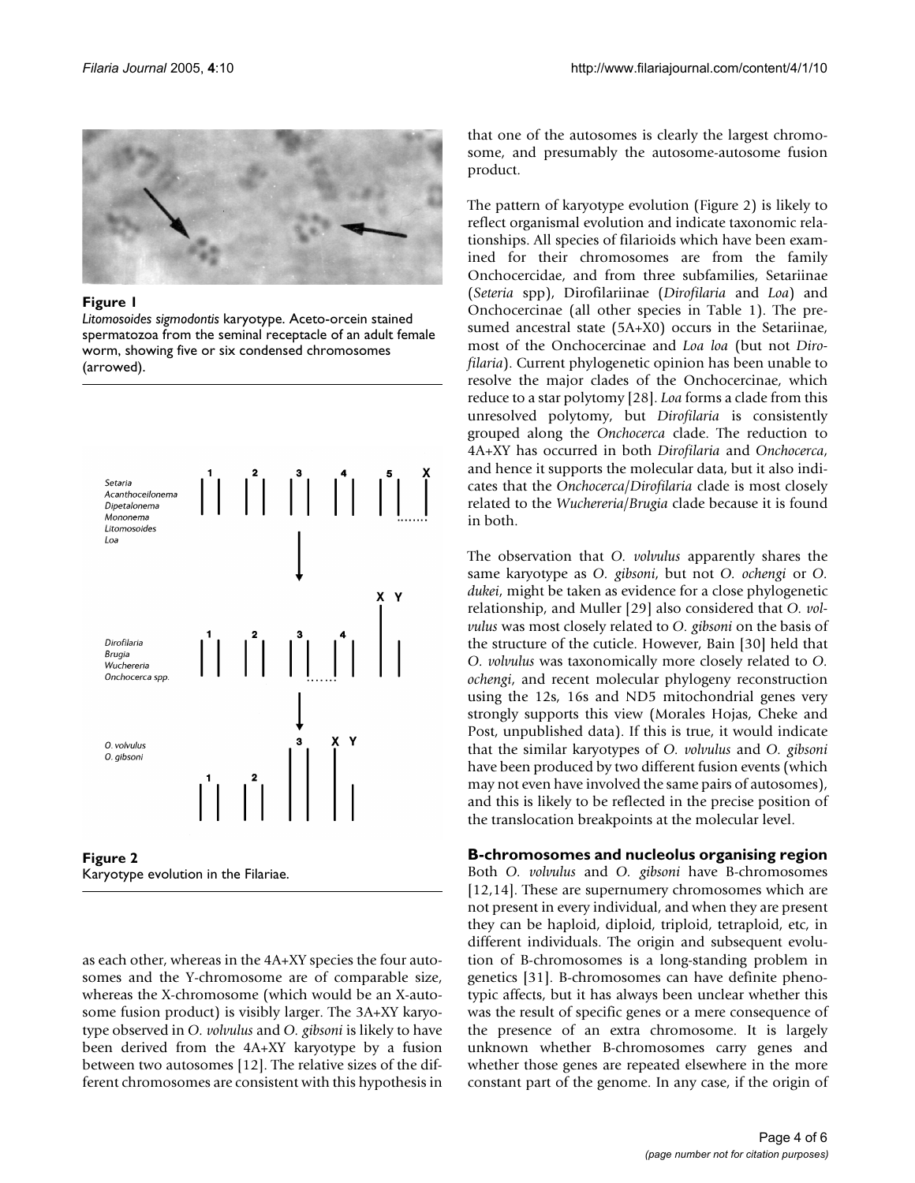**Figure 1**
*Litomosoides sigmodontis* karyotype. Aceto-orcein stained spermatozoa from the seminal receptacle of an adult female worm, showing five or six condensed chromosomes (arrowed).

**Figure 2**
Karyotype evolution in the Filariae.

as each other, whereas in the 4A+XY species the four autosomes and the Y-chromosome are of comparable size, whereas the X-chromosome (which would be an X-autosome fusion product) is visibly larger. The 3A+XY karyotype observed in *O. volvulus* and *O. gibsoni* is likely to have been derived from the 4A+XY karyotype by a fusion between two autosomes [12]. The relative sizes of the different chromosomes are consistent with this hypothesis in that one of the autosomes is clearly the largest chromosome, and presumably the autosome-autosome fusion product.

The pattern of karyotype evolution (Figure 2) is likely to reflect organismal evolution and indicate taxonomic relationships. All species of filarioids which have been examined for their chromosomes are from the family Onchocercidae, and from three subfamilies, Setariinae (*Seteria* spp), Dirofilariinae (*Dirofilaria* and *Loa*) and Onchocercinae (all other species in Table 1). The presumed ancestral state (5A+X0) occurs in the Setariinae, most of the Onchocercinae and *Loa loa* (but not *Dirofilaria*). Current phylogenetic opinion has been unable to resolve the major clades of the Onchocercinae, which reduce to a star polytomy [28]. *Loa* forms a clade from this unresolved polytomy, but *Dirofilaria* is consistently grouped along the *Onchocerca* clade. The reduction to 4A+XY has occurred in both *Dirofilaria* and *Onchocerca*, and hence it supports the molecular data, but it also indicates that the *Onchocerca*/*Dirofilaria* clade is most closely related to the *Wuchereria*/*Brugia* clade because it is found in both.

The observation that *O. volvulus* apparently shares the same karyotype as *O. gibsoni*, but not *O. ochengi* or *O. dukei*, might be taken as evidence for a close phylogenetic relationship, and Muller [29] also considered that *O. volvulus* was most closely related to *O. gibsoni* on the basis of the structure of the cuticle. However, Bain [30] held that *O. volvulus* was taxonomically more closely related to *O. ochengi*, and recent molecular phylogeny reconstruction using the 12s, 16s and ND5 mitochondrial genes very strongly supports this view (Morales Hojas, Cheke and Post, unpublished data). If this is true, it would indicate that the similar karyotypes of *O. volvulus* and *O. gibsoni* have been produced by two different fusion events (which may not even have involved the same pairs of autosomes), and this is likely to be reflected in the precise position of the translocation breakpoints at the molecular level.

### B-chromosomes and nucleolus organising region

Both *O. volvulus* and *O. gibsoni* have B-chromosomes [12,14]. These are supernumery chromosomes which are not present in every individual, and when they are present they can be haploid, diploid, triploid, tetraploid, etc, in different individuals. The origin and subsequent evolution of B-chromosomes is a long-standing problem in genetics [31]. B-chromosomes can have definite phenotypic affects, but it has always been unclear whether this was the result of specific genes or a mere consequence of the presence of an extra chromosome. It is largely unknown whether B-chromosomes carry genes and whether those genes are repeated elsewhere in the more constant part of the genome. In any case, if the origin of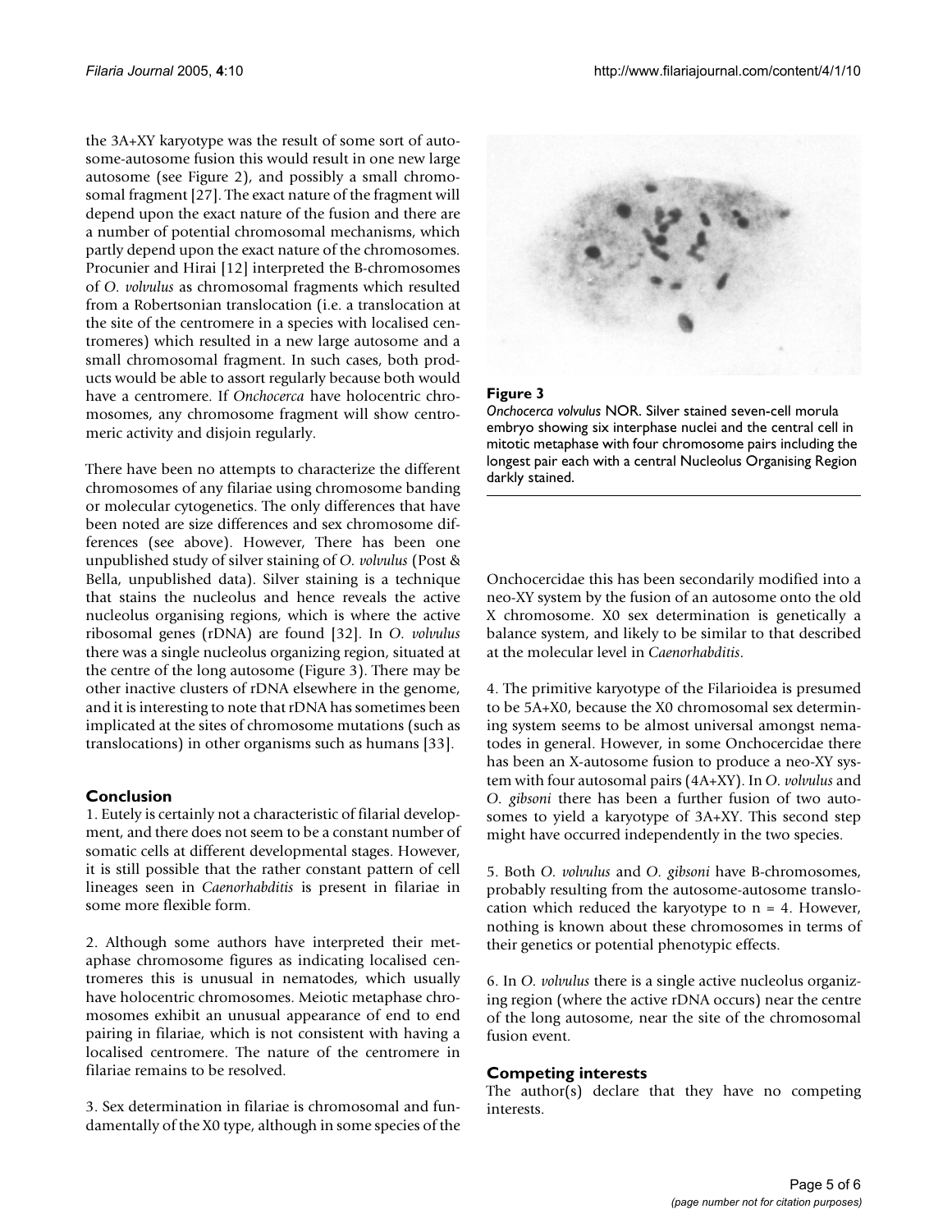the 3A+XY karyotype was the result of some sort of autosome-autosome fusion this would result in one new large autosome (see Figure 2), and possibly a small chromosomal fragment [27]. The exact nature of the fragment will depend upon the exact nature of the fusion and there are a number of potential chromosomal mechanisms, which partly depend upon the exact nature of the chromosomes. Procunier and Hirai [12] interpreted the B-chromosomes of *O. volvulus* as chromosomal fragments which resulted from a Robertsonian translocation (i.e. a translocation at the site of the centromere in a species with localised centromeres) which resulted in a new large autosome and a small chromosomal fragment. In such cases, both products would be able to assort regularly because both would have a centromere. If *Onchocerca* have holocentric chromosomes, any chromosome fragment will show centromeric activity and disjoin regularly.

There have been no attempts to characterize the different chromosomes of any filariae using chromosome banding or molecular cytogenetics. The only differences that have been noted are size differences and sex chromosome differences (see above). However, There has been one unpublished study of silver staining of *O. volvulus* (Post & Bella, unpublished data). Silver staining is a technique that stains the nucleolus and hence reveals the active nucleolus organising regions, which is where the active ribosomal genes (rDNA) are found [32]. In *O. volvulus* there was a single nucleolus organizing region, situated at the centre of the long autosome (Figure 3). There may be other inactive clusters of rDNA elsewhere in the genome, and it is interesting to note that rDNA has sometimes been implicated at the sites of chromosome mutations (such as translocations) in other organisms such as humans [33].

**Figure 3**
*Onchocerca volvulus* NOR. Silver stained seven-cell morula embryo showing six interphase nuclei and the central cell in mitotic metaphase with four chromosome pairs including the longest pair each with a central Nucleolus Organising Region darkly stained.

## Conclusion

1. Eutely is certainly not a characteristic of filarial development, and there does not seem to be a constant number of somatic cells at different developmental stages. However, it is still possible that the rather constant pattern of cell lineages seen in *Caenorhabditis* is present in filariae in some more flexible form.

2. Although some authors have interpreted their metaphase chromosome figures as indicating localised centromeres this is unusual in nematodes, which usually have holocentric chromosomes. Meiotic metaphase chromosomes exhibit an unusual appearance of end to end pairing in filariae, which is not consistent with having a localised centromere. The nature of the centromere in filariae remains to be resolved.

3. Sex determination in filariae is chromosomal and fundamentally of the X0 type, although in some species of the Onchocercidae this has been secondarily modified into a neo-XY system by the fusion of an autosome onto the old X chromosome. X0 sex determination is genetically a balance system, and likely to be similar to that described at the molecular level in *Caenorhabditis*.

4. The primitive karyotype of the Filarioidea is presumed to be 5A+X0, because the X0 chromosomal sex determining system seems to be almost universal amongst nematodes in general. However, in some Onchocercidae there has been an X-autosome fusion to produce a neo-XY system with four autosomal pairs (4A+XY). In *O. volvulus* and *O. gibsoni* there has been a further fusion of two autosomes to yield a karyotype of 3A+XY. This second step might have occurred independently in the two species.

5. Both *O. volvulus* and *O. gibsoni* have B-chromosomes, probably resulting from the autosome-autosome translocation which reduced the karyotype to n = 4. However, nothing is known about these chromosomes in terms of their genetics or potential phenotypic effects.

6. In *O. volvulus* there is a single active nucleolus organizing region (where the active rDNA occurs) near the centre of the long autosome, near the site of the chromosomal fusion event.

## Competing interests

The author(s) declare that they have no competing interests.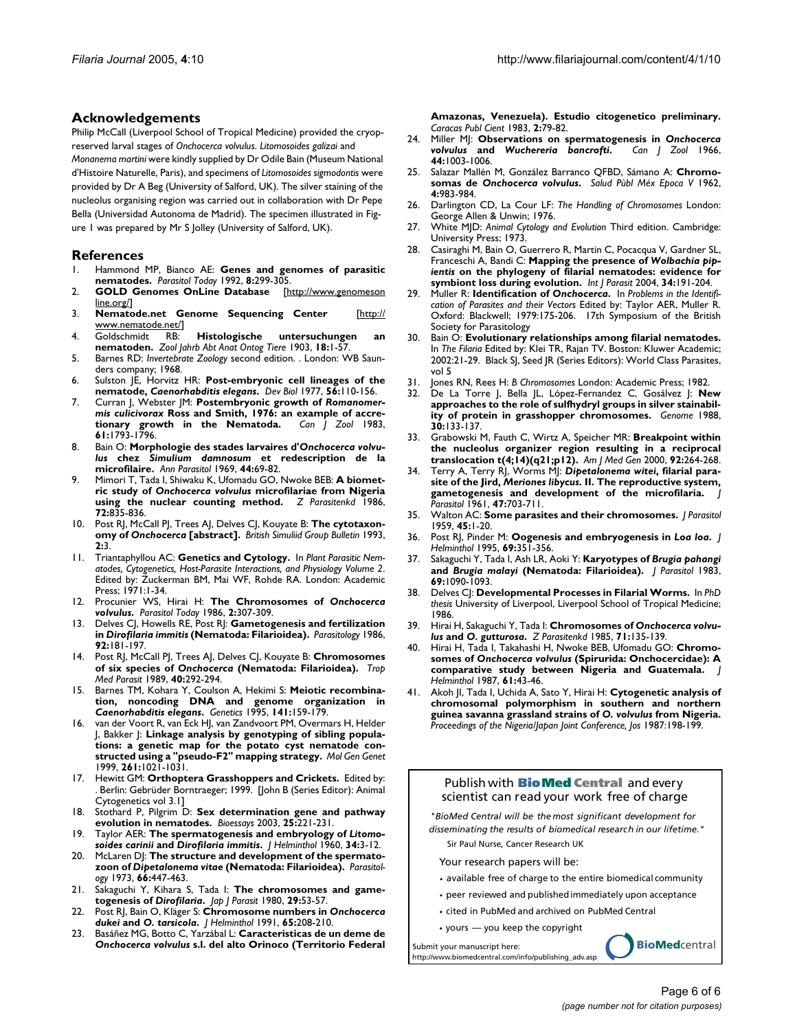## Acknowledgements

Philip McCall (Liverpool School of Tropical Medicine) provided the cryopreserved larval stages of *Onchocerca volvulus*. *Litomosoides galizai* and *Monanema martini* were kindly supplied by Dr Odile Bain (Museum National d'Histoire Naturelle, Paris), and specimens of *Litomosoides sigmodontis* were provided by Dr A Beg (University of Salford, UK). The silver staining of the nucleolus organising region was carried out in collaboration with Dr Pepe Bella (Universidad Autonoma de Madrid). The specimen illustrated in Figure 1 was prepared by Mr S Jolley (University of Salford, UK).

## References

1. Hammond MP, Bianco AE: **Genes and genomes of parasitic nematodes.** *Parasitol Today* 1992, **8:**299-305.
2. **GOLD Genomes OnLine Database** [http://www.genomesonline.org/]
3. **Nematode.net Genome Sequencing Center** [http://www.nematode.net/]
4. Goldschmidt RB: **Histologische untersuchungen an nematoden.** *Zool Jahrb Abt Anat Ontog Tiere* 1903, **18:**1-57.
5. Barnes RD: *Invertebrate Zoology* second edition. . London: WB Saunders company; 1968.
6. Sulston JE, Horvitz HR: **Post-embryonic cell lineages of the nematode, *Caenorhabditis elegans*.** *Dev Biol* 1977, **56:**110-156.
7. Curran J, Webster JM: **Postembryonic growth of *Romanomermis culicivorax* Ross and Smith, 1976: an example of accretionary growth in the Nematoda.** *Can J Zool* 1983, **61:**1793-1796.
8. Bain O: **Morphologie des stades larvaires d'*Onchocerca volvulus* chez *Simulium damnosum* et redescription de la microfilaire.** *Ann Parasitol* 1969, **44:**69-82.
9. Mimori T, Tada I, Shiwaku K, Ufomadu GO, Nwoke BEB: **A biometric study of *Onchocerca volvulus* microfilariae from Nigeria using the nuclear counting method.** *Z Parasitenkd* 1986, **72:**835-836.
10. Post RJ, McCall PJ, Trees AJ, Delves CJ, Kouyate B: **The cytotaxonomy of *Onchocerca* [abstract].** *British Simuliid Group Bulletin* 1993, **2:**3.
11. Triantaphyllou AC: **Genetics and Cytology.** In *Plant Parasitic Nematodes, Cytogenetics, Host-Parasite Interactions, and Physiology Volume 2*. Edited by: Zuckerman BM, Mai WF, Rohde RA. London: Academic Press; 1971:1-34.
12. Procunier WS, Hirai H: **The Chromosomes of *Onchocerca volvulus*.** *Parasitol Today* 1986, **2:**307-309.
13. Delves CJ, Howells RE, Post RJ: **Gametogenesis and fertilization in *Dirofilaria immitis* (Nematoda: Filarioidea).** *Parasitology* 1986, **92:**181-197.
14. Post RJ, McCall PJ, Trees AJ, Delves CJ, Kouyate B: **Chromosomes of six species of *Onchocerca* (Nematoda: Filarioidea).** *Trop Med Parasit* 1989, **40:**292-294.
15. Barnes TM, Kohara Y, Coulson A, Hekimi S: **Meiotic recombination, noncoding DNA and genome organization in *Caenorhabditis elegans*.** *Genetics* 1995, **141:**159-179.
16. van der Voort R, van Eck HJ, van Zandvoort PM, Overmars H, Helder J, Bakker J: **Linkage analysis by genotyping of sibling populations: a genetic map for the potato cyst nematode constructed using a "pseudo-F2" mapping strategy.** *Mol Gen Genet* 1999, **261:**1021-1031.
17. Hewitt GM: **Orthoptera Grasshoppers and Crickets.** Edited by: . Berlin: Gebrüder Borntraeger; 1999. [John B (Series Editor): Animal Cytogenetics vol 3.1]
18. Stothard P, Pilgrim D: **Sex determination gene and pathway evolution in nematodes.** *Bioessays* 2003, **25:**221-231.
19. Taylor AER: **The spermatogenesis and embryology of *Litomosoides carinii* and *Dirofilaria immitis*.** *J Helminthol* 1960, **34:**3-12.
20. McLaren DJ: **The structure and development of the spermatozoon of *Dipetalonema vitae* (Nematoda: Filarioidea).** *Parasitology* 1973, **66:**447-463.
21. Sakaguchi Y, Kihara S, Tada I: **The chromosomes and gametogenesis of *Dirofilaria*.** *Jap J Parasit* 1980, **29:**53-57.
22. Post RJ, Bain O, Kläger S: **Chromosome numbers in *Onchocerca dukei* and *O. tarsicola*.** *J Helminthol* 1991, **65:**208-210.
23. Basáñez MG, Botto C, Yarzábal L: **Caracteristicas de un deme de *Onchocerca volvulus* s.l. del alto Orinoco (Territorio Federal Amazonas, Venezuela). Estudio citogenetico preliminary.** *Caracas Publ Cient* 1983, **2:**79-82.
24. Miller MJ: **Observations on spermatogenesis in *Onchocerca volvulus* and *Wuchereria bancrofti*.** *Can J Zool* 1966, **44:**1003-1006.
25. Salazar Mallén M, González Barranco QFBD, Sámano A: **Chromosomas de *Onchocerca volvulus*.** *Salud Pùbl Méx Epoca V* 1962, **4:**983-984.
26. Darlington CD, La Cour LF: *The Handling of Chromosomes* London: George Allen & Unwin; 1976.
27. White MJD: *Animal Cytology and Evolution* Third edition. Cambridge: University Press; 1973.
28. Casiraghi M, Bain O, Guerrero R, Martin C, Pocacqua V, Gardner SL, Franceschi A, Bandi C: **Mapping the presence of *Wolbachia pipientis* on the phylogeny of filarial nematodes: evidence for symbiont loss during evolution.** *Int J Parasit* 2004, **34:**191-204.
29. Muller R: **Identification of *Onchocerca*.** In *Problems in the Identification of Parasites and their Vectors* Edited by: Taylor AER, Muller R. Oxford: Blackwell; 1979:175-206. 17th Symposium of the British Society for Parasitology
30. Bain O: **Evolutionary relationships among filarial nematodes.** In *The Filaria* Edited by: Klei TR, Rajan TV. Boston: Kluwer Academic; 2002:21-29. Black SJ, Seed JR (Series Editors): World Class Parasites, vol 5
31. Jones RN, Rees H: *B Chromosomes* London: Academic Press; 1982.
32. De La Torre J, Bella JL, López-Fernandez C, Gosálvez J: **New approaches to the role of sulfhydryl groups in silver stainability of protein in grasshopper chromosomes.** *Genome* 1988, **30:**133-137.
33. Grabowski M, Fauth C, Wirtz A, Speicher MR: **Breakpoint within the nucleolus organizer region resulting in a reciprocal translocation t(4;14)(q21;p12).** *Am J Med Gen* 2000, **92:**264-268.
34. Terry A, Terry RJ, Worms MJ: ***Dipetalonema witei*, filarial parasite of the Jird, *Meriones libycus*. II. The reproductive system, gametogenesis and development of the microfilaria.** *J Parasitol* 1961, **47:**703-711.
35. Walton AC: **Some parasites and their chromosomes.** *J Parasitol* 1959, **45:**1-20.
36. Post RJ, Pinder M: **Oogenesis and embryogenesis in *Loa loa*.** *J Helminthol* 1995, **69:**351-356.
37. Sakaguchi Y, Tada I, Ash LR, Aoki Y: **Karyotypes of *Brugia pahangi* and *Brugia malayi* (Nematoda: Filarioidea).** *J Parasitol* 1983, **69:**1090-1093.
38. Delves CJ: **Developmental Processes in Filarial Worms.** In *PhD thesis* University of Liverpool, Liverpool School of Tropical Medicine; 1986.
39. Hirai H, Sakaguchi Y, Tada I: **Chromosomes of *Onchocerca volvulus* and *O. gutturosa*.** *Z Parasitenkd* 1985, **71:**135-139.
40. Hirai H, Tada I, Takahashi H, Nwoke BEB, Ufomadu GO: **Chromosomes of *Onchocerca volvulus* (Spirurida: Onchocercidae): A comparative study between Nigeria and Guatemala.** *J Helminthol* 1987, **61:**43-46.
41. Akoh JI, Tada I, Uchida A, Sato Y, Hirai H: **Cytogenetic analysis of chromosomal polymorphism in southern and northern guinea savanna grassland strains of *O. volvulus* from Nigeria.** *Proceedings of the Nigeria/Japan Joint Conference, Jos* 1987:198-199.

Publish with **BioMed Central** and every scientist can read your work free of charge

*"BioMed Central will be the most significant development for disseminating the results of biomedical research in our lifetime."*

Sir Paul Nurse, Cancer Research UK

Your research papers will be:

- available free of charge to the entire biomedical community
- peer reviewed and published immediately upon acceptance
- cited in PubMed and archived on PubMed Central
- yours — you keep the copyright

Submit your manuscript here:
http://www.biomedcentral.com/info/publishing_adv.asp

BioMedcentral